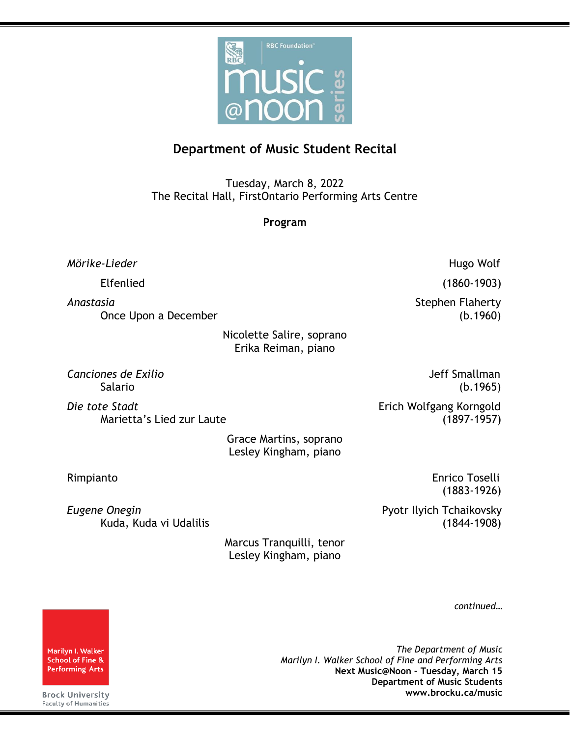RBC Foundation

music @noon series

## Department of Music Student Recital

Tuesday, March 8, 2022
The Recital Hall, FirstOntario Performing Arts Centre

**Program**

*Mörike-Lieder* — Hugo Wolf (1860-1903)
Elfenlied

*Anastasia* — Stephen Flaherty (b.1960)
Once Upon a December

Nicolette Salire, soprano
Erika Reiman, piano

*Canciones de Exilio* — Jeff Smallman (b.1965)
Salario

*Die tote Stadt* — Erich Wolfgang Korngold (1897-1957)
Marietta's Lied zur Laute

Grace Martins, soprano
Lesley Kingham, piano

Rimpianto — Enrico Toselli (1883-1926)

*Eugene Onegin* — Pyotr Ilyich Tchaikovsky (1844-1908)
Kuda, Kuda vi Udalilis

Marcus Tranquilli, tenor
Lesley Kingham, piano

*continued…*

Marilyn I. Walker School of Fine & Performing Arts
Brock University
Faculty of Humanities

*The Department of Music*
*Marilyn I. Walker School of Fine and Performing Arts*
**Next Music@Noon – Tuesday, March 15**
**Department of Music Students**
**www.brocku.ca/music**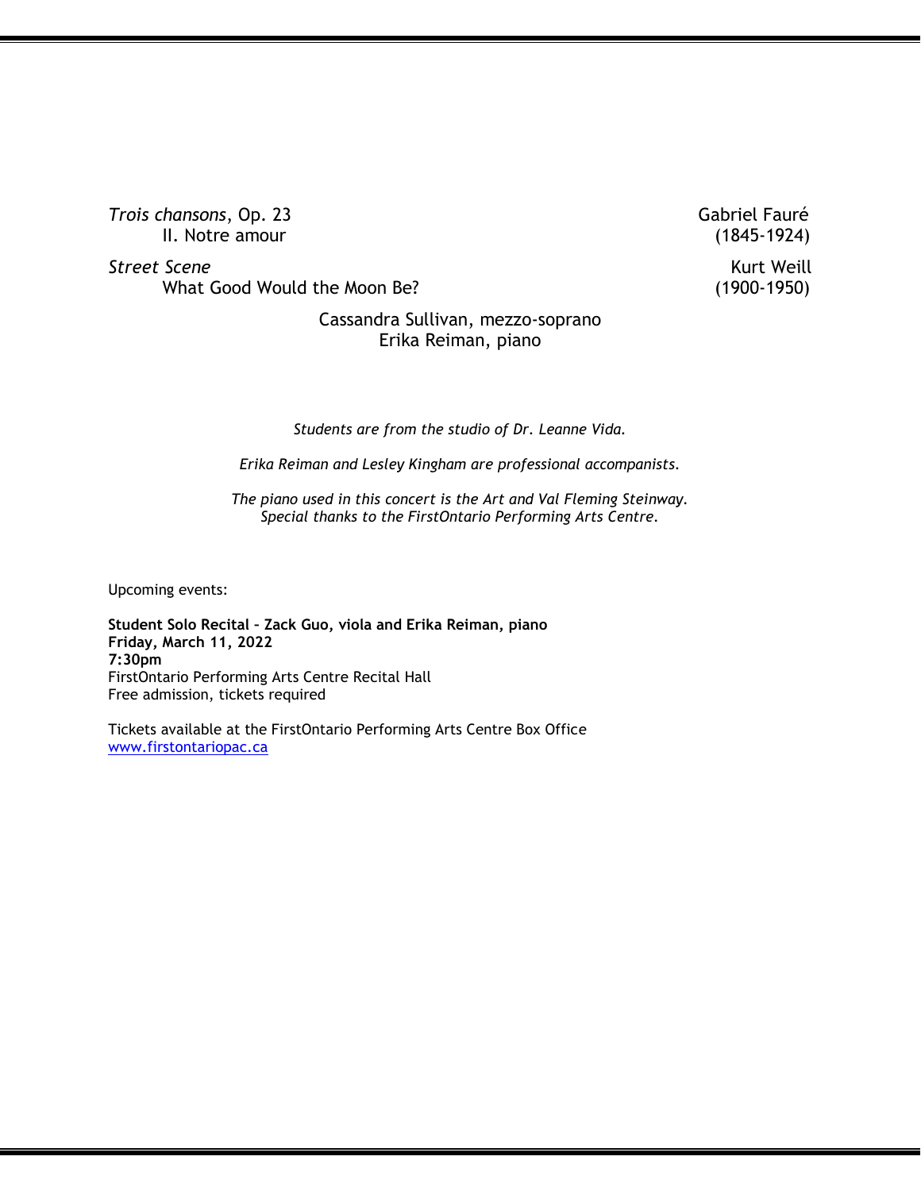*Trois chansons*, Op. 23 Gabriel Fauré
II. Notre amour (1845-1924)

*Street Scene* Kurt Weill
What Good Would the Moon Be? (1900-1950)

Cassandra Sullivan, mezzo-soprano
Erika Reiman, piano

*Students are from the studio of Dr. Leanne Vida.*

*Erika Reiman and Lesley Kingham are professional accompanists.*

*The piano used in this concert is the Art and Val Fleming Steinway.*
*Special thanks to the FirstOntario Performing Arts Centre.*

Upcoming events:

**Student Solo Recital – Zack Guo, viola and Erika Reiman, piano**
**Friday, March 11, 2022**
**7:30pm**
FirstOntario Performing Arts Centre Recital Hall
Free admission, tickets required

Tickets available at the FirstOntario Performing Arts Centre Box Office
www.firstontariopac.ca